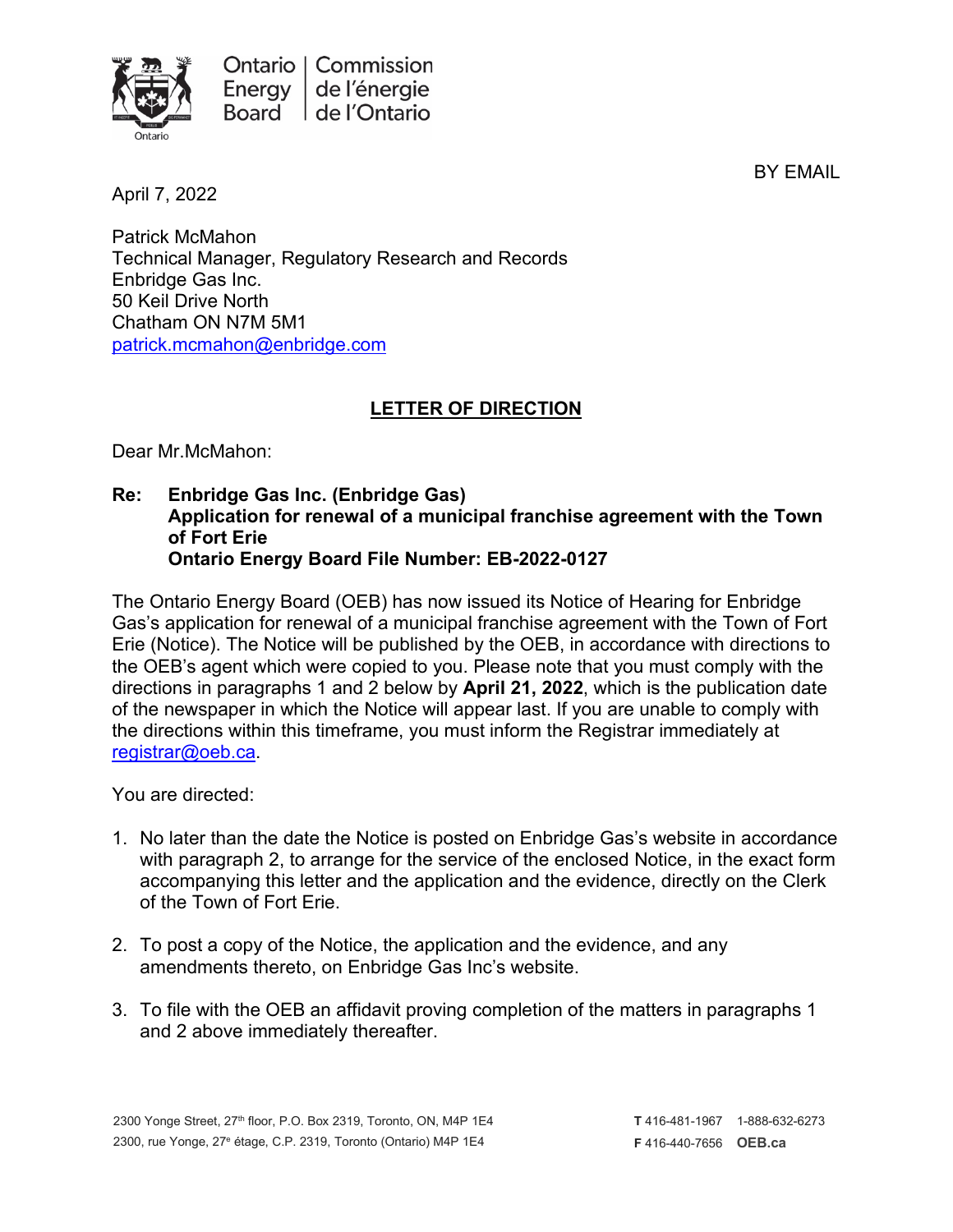Ontario Energy Board | Commission de l'énergie de l'Ontario

BY EMAIL

April 7, 2022

Patrick McMahon
Technical Manager, Regulatory Research and Records
Enbridge Gas Inc.
50 Keil Drive North
Chatham ON N7M 5M1
patrick.mcmahon@enbridge.com

## LETTER OF DIRECTION

Dear Mr.McMahon:

**Re: Enbridge Gas Inc. (Enbridge Gas)
Application for renewal of a municipal franchise agreement with the Town of Fort Erie
Ontario Energy Board File Number: EB-2022-0127**

The Ontario Energy Board (OEB) has now issued its Notice of Hearing for Enbridge Gas's application for renewal of a municipal franchise agreement with the Town of Fort Erie (Notice). The Notice will be published by the OEB, in accordance with directions to the OEB's agent which were copied to you. Please note that you must comply with the directions in paragraphs 1 and 2 below by **April 21, 2022**, which is the publication date of the newspaper in which the Notice will appear last. If you are unable to comply with the directions within this timeframe, you must inform the Registrar immediately at registrar@oeb.ca.

You are directed:

1. No later than the date the Notice is posted on Enbridge Gas's website in accordance with paragraph 2, to arrange for the service of the enclosed Notice, in the exact form accompanying this letter and the application and the evidence, directly on the Clerk of the Town of Fort Erie.
2. To post a copy of the Notice, the application and the evidence, and any amendments thereto, on Enbridge Gas Inc's website.
3. To file with the OEB an affidavit proving completion of the matters in paragraphs 1 and 2 above immediately thereafter.

2300 Yonge Street, 27th floor, P.O. Box 2319, Toronto, ON, M4P 1E4
2300, rue Yonge, 27e étage, C.P. 2319, Toronto (Ontario) M4P 1E4

T 416-481-1967 1-888-632-6273
F 416-440-7656 OEB.ca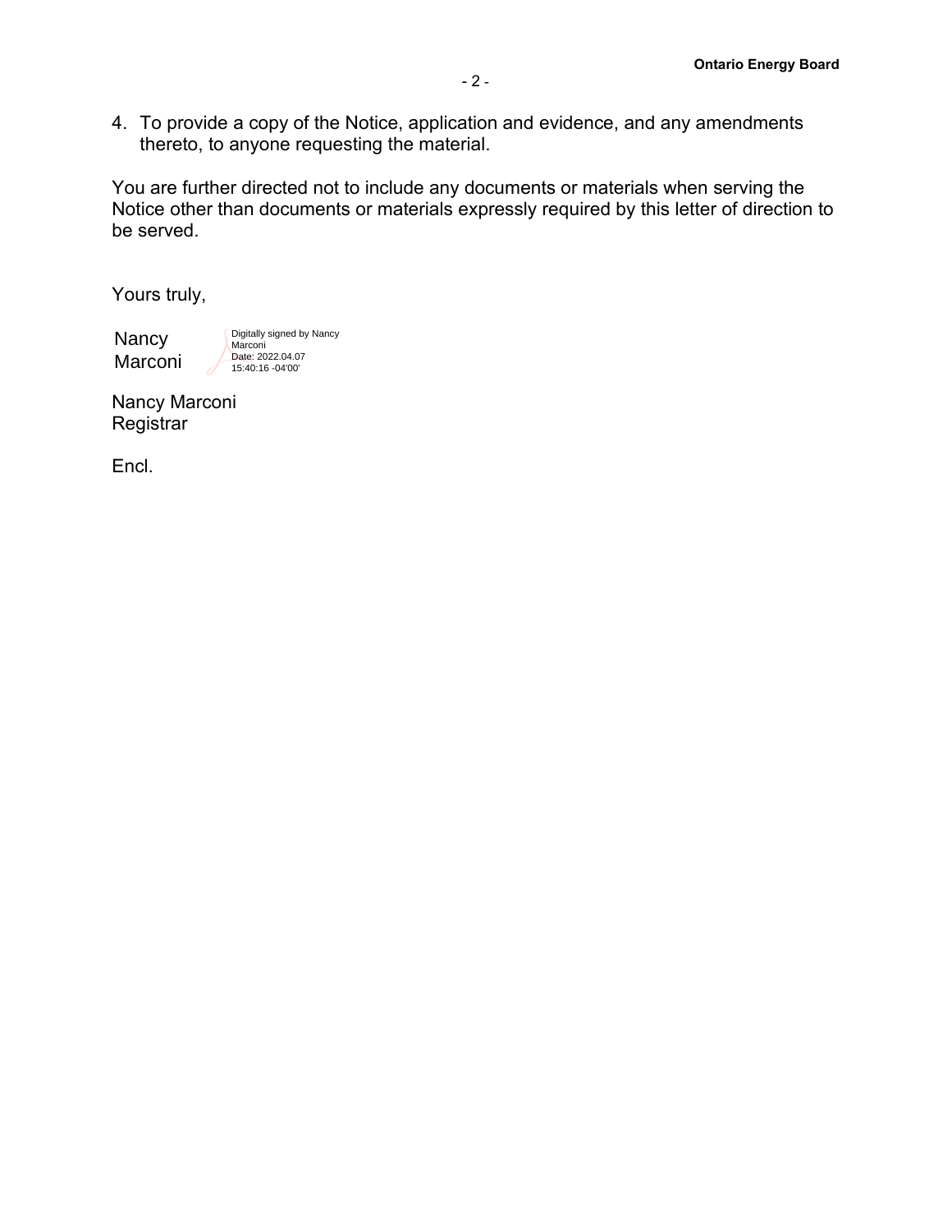4. To provide a copy of the Notice, application and evidence, and any amendments thereto, to anyone requesting the material.

You are further directed not to include any documents or materials when serving the Notice other than documents or materials expressly required by this letter of direction to be served.

Yours truly,

Nancy Marconi

Digitally signed by Nancy Marconi
Date: 2022.04.07 15:40:16 -04'00'

Nancy Marconi
Registrar

Encl.